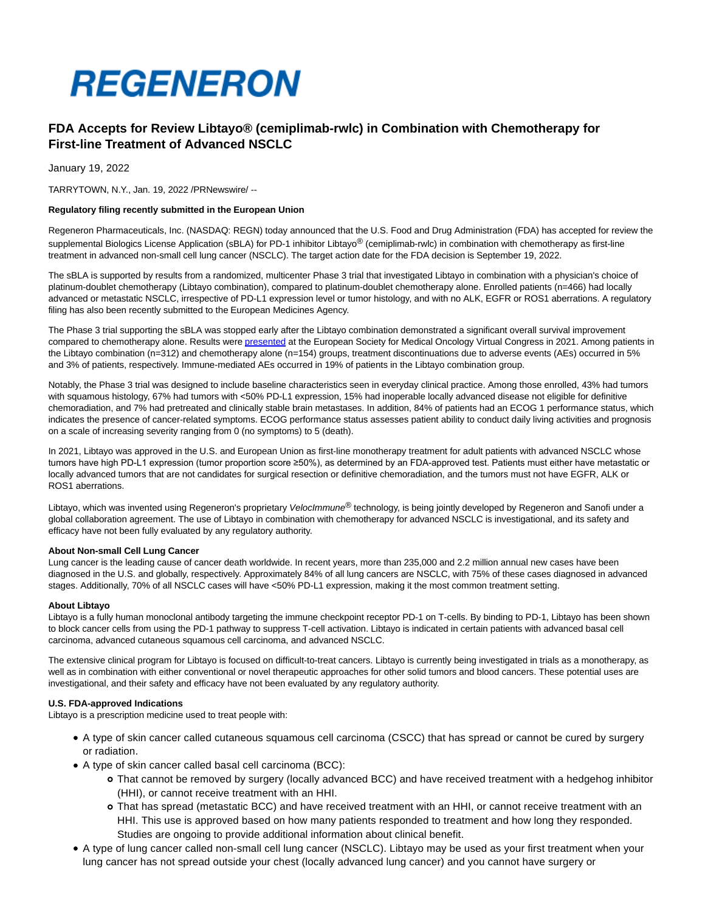# REGENERON

## FDA Accepts for Review Libtayo® (cemiplimab-rwlc) in Combination with Chemotherapy for First-line Treatment of Advanced NSCLC

January 19, 2022

TARRYTOWN, N.Y., Jan. 19, 2022 /PRNewswire/ --

**Regulatory filing recently submitted in the European Union**

Regeneron Pharmaceuticals, Inc. (NASDAQ: REGN) today announced that the U.S. Food and Drug Administration (FDA) has accepted for review the supplemental Biologics License Application (sBLA) for PD-1 inhibitor Libtayo® (cemiplimab-rwlc) in combination with chemotherapy as first-line treatment in advanced non-small cell lung cancer (NSCLC). The target action date for the FDA decision is September 19, 2022.

The sBLA is supported by results from a randomized, multicenter Phase 3 trial that investigated Libtayo in combination with a physician's choice of platinum-doublet chemotherapy (Libtayo combination), compared to platinum-doublet chemotherapy alone. Enrolled patients (n=466) had locally advanced or metastatic NSCLC, irrespective of PD-L1 expression level or tumor histology, and with no ALK, EGFR or ROS1 aberrations. A regulatory filing has also been recently submitted to the European Medicines Agency.

The Phase 3 trial supporting the sBLA was stopped early after the Libtayo combination demonstrated a significant overall survival improvement compared to chemotherapy alone. Results were presented at the European Society for Medical Oncology Virtual Congress in 2021. Among patients in the Libtayo combination (n=312) and chemotherapy alone (n=154) groups, treatment discontinuations due to adverse events (AEs) occurred in 5% and 3% of patients, respectively. Immune-mediated AEs occurred in 19% of patients in the Libtayo combination group.

Notably, the Phase 3 trial was designed to include baseline characteristics seen in everyday clinical practice. Among those enrolled, 43% had tumors with squamous histology, 67% had tumors with <50% PD-L1 expression, 15% had inoperable locally advanced disease not eligible for definitive chemoradiation, and 7% had pretreated and clinically stable brain metastases. In addition, 84% of patients had an ECOG 1 performance status, which indicates the presence of cancer-related symptoms. ECOG performance status assesses patient ability to conduct daily living activities and prognosis on a scale of increasing severity ranging from 0 (no symptoms) to 5 (death).

In 2021, Libtayo was approved in the U.S. and European Union as first-line monotherapy treatment for adult patients with advanced NSCLC whose tumors have high PD-L1 expression (tumor proportion score ≥50%), as determined by an FDA-approved test. Patients must either have metastatic or locally advanced tumors that are not candidates for surgical resection or definitive chemoradiation, and the tumors must not have EGFR, ALK or ROS1 aberrations.

Libtayo, which was invented using Regeneron's proprietary *VelocImmune*® technology, is being jointly developed by Regeneron and Sanofi under a global collaboration agreement. The use of Libtayo in combination with chemotherapy for advanced NSCLC is investigational, and its safety and efficacy have not been fully evaluated by any regulatory authority.

**About Non-small Cell Lung Cancer**
Lung cancer is the leading cause of cancer death worldwide. In recent years, more than 235,000 and 2.2 million annual new cases have been diagnosed in the U.S. and globally, respectively. Approximately 84% of all lung cancers are NSCLC, with 75% of these cases diagnosed in advanced stages. Additionally, 70% of all NSCLC cases will have <50% PD-L1 expression, making it the most common treatment setting.

**About Libtayo**
Libtayo is a fully human monoclonal antibody targeting the immune checkpoint receptor PD-1 on T-cells. By binding to PD-1, Libtayo has been shown to block cancer cells from using the PD-1 pathway to suppress T-cell activation. Libtayo is indicated in certain patients with advanced basal cell carcinoma, advanced cutaneous squamous cell carcinoma, and advanced NSCLC.

The extensive clinical program for Libtayo is focused on difficult-to-treat cancers. Libtayo is currently being investigated in trials as a monotherapy, as well as in combination with either conventional or novel therapeutic approaches for other solid tumors and blood cancers. These potential uses are investigational, and their safety and efficacy have not been evaluated by any regulatory authority.

**U.S. FDA-approved Indications**
Libtayo is a prescription medicine used to treat people with:

- A type of skin cancer called cutaneous squamous cell carcinoma (CSCC) that has spread or cannot be cured by surgery or radiation.
- A type of skin cancer called basal cell carcinoma (BCC):
  - That cannot be removed by surgery (locally advanced BCC) and have received treatment with a hedgehog inhibitor (HHI), or cannot receive treatment with an HHI.
  - That has spread (metastatic BCC) and have received treatment with an HHI, or cannot receive treatment with an HHI. This use is approved based on how many patients responded to treatment and how long they responded. Studies are ongoing to provide additional information about clinical benefit.
- A type of lung cancer called non-small cell lung cancer (NSCLC). Libtayo may be used as your first treatment when your lung cancer has not spread outside your chest (locally advanced lung cancer) and you cannot have surgery or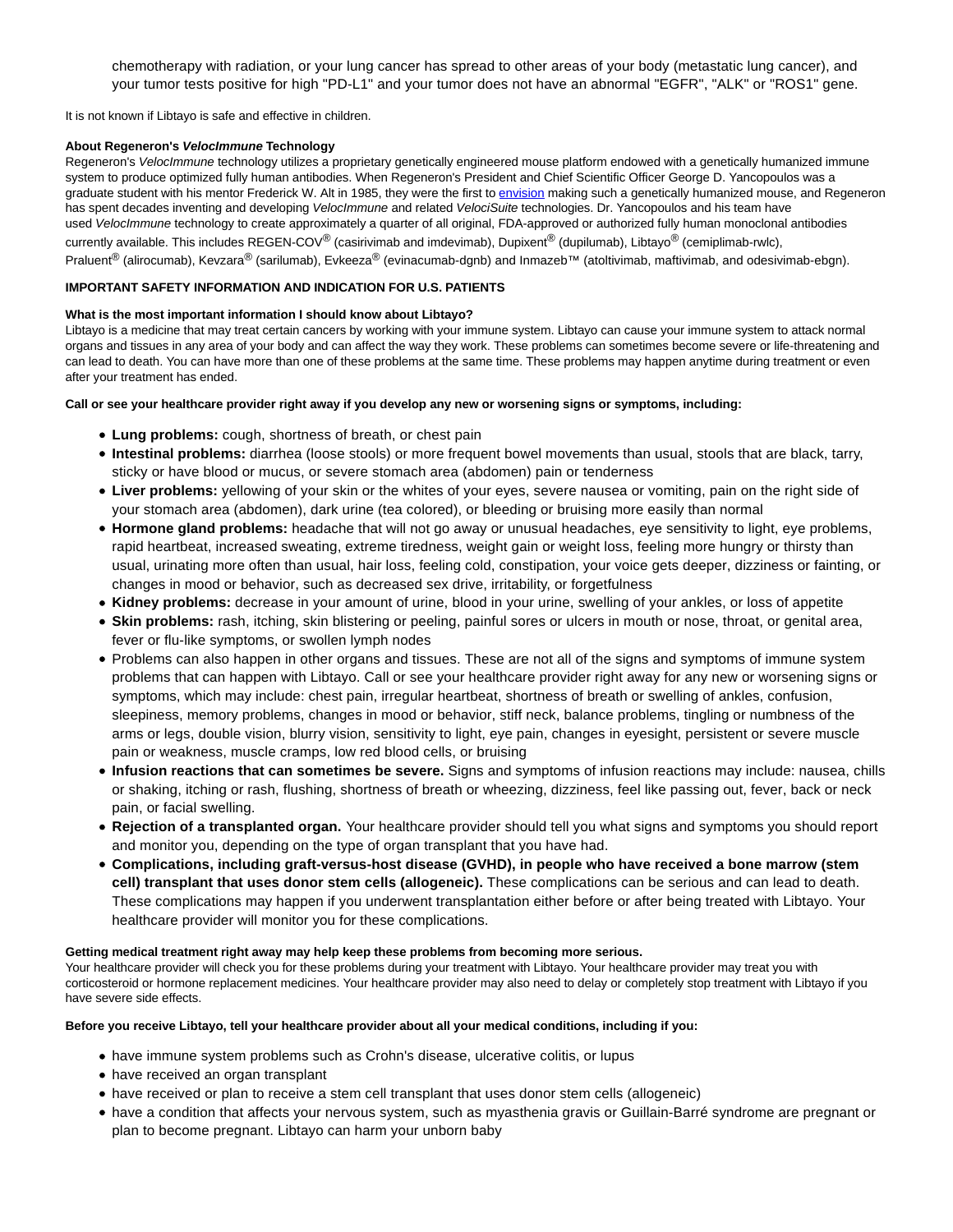chemotherapy with radiation, or your lung cancer has spread to other areas of your body (metastatic lung cancer), and your tumor tests positive for high "PD-L1" and your tumor does not have an abnormal "EGFR", "ALK" or "ROS1" gene.

It is not known if Libtayo is safe and effective in children.

**About Regeneron's *VelocImmune* Technology**

Regeneron's *VelocImmune* technology utilizes a proprietary genetically engineered mouse platform endowed with a genetically humanized immune system to produce optimized fully human antibodies. When Regeneron's President and Chief Scientific Officer George D. Yancopoulos was a graduate student with his mentor Frederick W. Alt in 1985, they were the first to envision making such a genetically humanized mouse, and Regeneron has spent decades inventing and developing *VelocImmune* and related *VelociSuite* technologies. Dr. Yancopoulos and his team have used *VelocImmune* technology to create approximately a quarter of all original, FDA-approved or authorized fully human monoclonal antibodies currently available. This includes REGEN-COV® (casirivimab and imdevimab), Dupixent® (dupilumab), Libtayo® (cemiplimab-rwlc), Praluent® (alirocumab), Kevzara® (sarilumab), Evkeeza® (evinacumab-dgnb) and Inmazeb™ (atoltivimab, maftivimab, and odesivimab-ebgn).

**IMPORTANT SAFETY INFORMATION AND INDICATION FOR U.S. PATIENTS**

**What is the most important information I should know about Libtayo?**

Libtayo is a medicine that may treat certain cancers by working with your immune system. Libtayo can cause your immune system to attack normal organs and tissues in any area of your body and can affect the way they work. These problems can sometimes become severe or life-threatening and can lead to death. You can have more than one of these problems at the same time. These problems may happen anytime during treatment or even after your treatment has ended.

**Call or see your healthcare provider right away if you develop any new or worsening signs or symptoms, including:**

- **Lung problems:** cough, shortness of breath, or chest pain
- **Intestinal problems:** diarrhea (loose stools) or more frequent bowel movements than usual, stools that are black, tarry, sticky or have blood or mucus, or severe stomach area (abdomen) pain or tenderness
- **Liver problems:** yellowing of your skin or the whites of your eyes, severe nausea or vomiting, pain on the right side of your stomach area (abdomen), dark urine (tea colored), or bleeding or bruising more easily than normal
- **Hormone gland problems:** headache that will not go away or unusual headaches, eye sensitivity to light, eye problems, rapid heartbeat, increased sweating, extreme tiredness, weight gain or weight loss, feeling more hungry or thirsty than usual, urinating more often than usual, hair loss, feeling cold, constipation, your voice gets deeper, dizziness or fainting, or changes in mood or behavior, such as decreased sex drive, irritability, or forgetfulness
- **Kidney problems:** decrease in your amount of urine, blood in your urine, swelling of your ankles, or loss of appetite
- **Skin problems:** rash, itching, skin blistering or peeling, painful sores or ulcers in mouth or nose, throat, or genital area, fever or flu-like symptoms, or swollen lymph nodes
- Problems can also happen in other organs and tissues. These are not all of the signs and symptoms of immune system problems that can happen with Libtayo. Call or see your healthcare provider right away for any new or worsening signs or symptoms, which may include: chest pain, irregular heartbeat, shortness of breath or swelling of ankles, confusion, sleepiness, memory problems, changes in mood or behavior, stiff neck, balance problems, tingling or numbness of the arms or legs, double vision, blurry vision, sensitivity to light, eye pain, changes in eyesight, persistent or severe muscle pain or weakness, muscle cramps, low red blood cells, or bruising
- **Infusion reactions that can sometimes be severe.** Signs and symptoms of infusion reactions may include: nausea, chills or shaking, itching or rash, flushing, shortness of breath or wheezing, dizziness, feel like passing out, fever, back or neck pain, or facial swelling.
- **Rejection of a transplanted organ.** Your healthcare provider should tell you what signs and symptoms you should report and monitor you, depending on the type of organ transplant that you have had.
- **Complications, including graft-versus-host disease (GVHD), in people who have received a bone marrow (stem cell) transplant that uses donor stem cells (allogeneic).** These complications can be serious and can lead to death. These complications may happen if you underwent transplantation either before or after being treated with Libtayo. Your healthcare provider will monitor you for these complications.

**Getting medical treatment right away may help keep these problems from becoming more serious.**

Your healthcare provider will check you for these problems during your treatment with Libtayo. Your healthcare provider may treat you with corticosteroid or hormone replacement medicines. Your healthcare provider may also need to delay or completely stop treatment with Libtayo if you have severe side effects.

**Before you receive Libtayo, tell your healthcare provider about all your medical conditions, including if you:**

- have immune system problems such as Crohn's disease, ulcerative colitis, or lupus
- have received an organ transplant
- have received or plan to receive a stem cell transplant that uses donor stem cells (allogeneic)
- have a condition that affects your nervous system, such as myasthenia gravis or Guillain-Barré syndrome are pregnant or plan to become pregnant. Libtayo can harm your unborn baby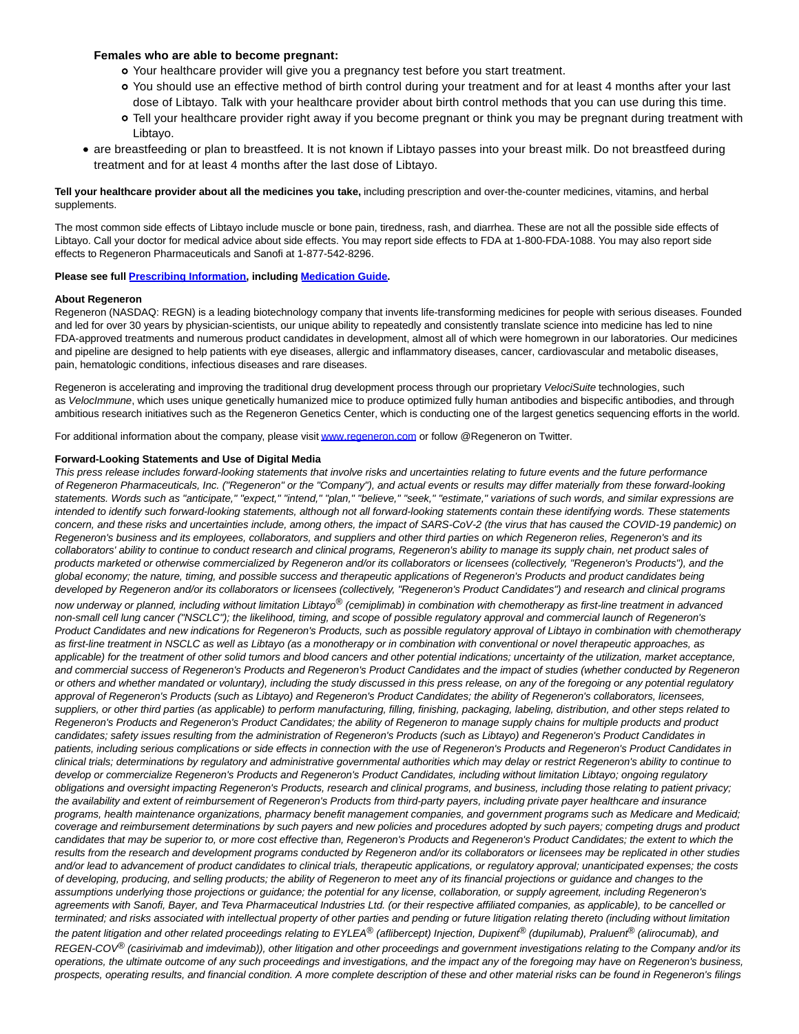**Females who are able to become pregnant:**

- Your healthcare provider will give you a pregnancy test before you start treatment.
- You should use an effective method of birth control during your treatment and for at least 4 months after your last dose of Libtayo. Talk with your healthcare provider about birth control methods that you can use during this time.
- Tell your healthcare provider right away if you become pregnant or think you may be pregnant during treatment with Libtayo.

- are breastfeeding or plan to breastfeed. It is not known if Libtayo passes into your breast milk. Do not breastfeed during treatment and for at least 4 months after the last dose of Libtayo.

**Tell your healthcare provider about all the medicines you take,** including prescription and over-the-counter medicines, vitamins, and herbal supplements.

The most common side effects of Libtayo include muscle or bone pain, tiredness, rash, and diarrhea. These are not all the possible side effects of Libtayo. Call your doctor for medical advice about side effects. You may report side effects to FDA at 1-800-FDA-1088. You may also report side effects to Regeneron Pharmaceuticals and Sanofi at 1-877-542-8296.

**Please see full [Prescribing Information](), including [Medication Guide]().**

**About Regeneron**

Regeneron (NASDAQ: REGN) is a leading biotechnology company that invents life-transforming medicines for people with serious diseases. Founded and led for over 30 years by physician-scientists, our unique ability to repeatedly and consistently translate science into medicine has led to nine FDA-approved treatments and numerous product candidates in development, almost all of which were homegrown in our laboratories. Our medicines and pipeline are designed to help patients with eye diseases, allergic and inflammatory diseases, cancer, cardiovascular and metabolic diseases, pain, hematologic conditions, infectious diseases and rare diseases.

Regeneron is accelerating and improving the traditional drug development process through our proprietary *VelociSuite* technologies, such as *VelocImmune*, which uses unique genetically humanized mice to produce optimized fully human antibodies and bispecific antibodies, and through ambitious research initiatives such as the Regeneron Genetics Center, which is conducting one of the largest genetics sequencing efforts in the world.

For additional information about the company, please visit [www.regeneron.com]() or follow @Regeneron on Twitter.

**Forward-Looking Statements and Use of Digital Media**

*This press release includes forward-looking statements that involve risks and uncertainties relating to future events and the future performance of Regeneron Pharmaceuticals, Inc. ("Regeneron" or the "Company"), and actual events or results may differ materially from these forward-looking statements. Words such as "anticipate," "expect," "intend," "plan," "believe," "seek," "estimate," variations of such words, and similar expressions are intended to identify such forward-looking statements, although not all forward-looking statements contain these identifying words. These statements concern, and these risks and uncertainties include, among others, the impact of SARS-CoV-2 (the virus that has caused the COVID-19 pandemic) on Regeneron's business and its employees, collaborators, and suppliers and other third parties on which Regeneron relies, Regeneron's and its collaborators' ability to continue to conduct research and clinical programs, Regeneron's ability to manage its supply chain, net product sales of products marketed or otherwise commercialized by Regeneron and/or its collaborators or licensees (collectively, "Regeneron's Products"), and the global economy; the nature, timing, and possible success and therapeutic applications of Regeneron's Products and product candidates being developed by Regeneron and/or its collaborators or licensees (collectively, "Regeneron's Product Candidates") and research and clinical programs now underway or planned, including without limitation Libtayo® (cemiplimab) in combination with chemotherapy as first-line treatment in advanced non-small cell lung cancer ("NSCLC"); the likelihood, timing, and scope of possible regulatory approval and commercial launch of Regeneron's Product Candidates and new indications for Regeneron's Products, such as possible regulatory approval of Libtayo in combination with chemotherapy as first-line treatment in NSCLC as well as Libtayo (as a monotherapy or in combination with conventional or novel therapeutic approaches, as applicable) for the treatment of other solid tumors and blood cancers and other potential indications; uncertainty of the utilization, market acceptance, and commercial success of Regeneron's Products and Regeneron's Product Candidates and the impact of studies (whether conducted by Regeneron or others and whether mandated or voluntary), including the study discussed in this press release, on any of the foregoing or any potential regulatory approval of Regeneron's Products (such as Libtayo) and Regeneron's Product Candidates; the ability of Regeneron's collaborators, licensees, suppliers, or other third parties (as applicable) to perform manufacturing, filling, finishing, packaging, labeling, distribution, and other steps related to Regeneron's Products and Regeneron's Product Candidates; the ability of Regeneron to manage supply chains for multiple products and product candidates; safety issues resulting from the administration of Regeneron's Products (such as Libtayo) and Regeneron's Product Candidates in patients, including serious complications or side effects in connection with the use of Regeneron's Products and Regeneron's Product Candidates in clinical trials; determinations by regulatory and administrative governmental authorities which may delay or restrict Regeneron's ability to continue to develop or commercialize Regeneron's Products and Regeneron's Product Candidates, including without limitation Libtayo; ongoing regulatory obligations and oversight impacting Regeneron's Products, research and clinical programs, and business, including those relating to patient privacy; the availability and extent of reimbursement of Regeneron's Products from third-party payers, including private payer healthcare and insurance programs, health maintenance organizations, pharmacy benefit management companies, and government programs such as Medicare and Medicaid; coverage and reimbursement determinations by such payers and new policies and procedures adopted by such payers; competing drugs and product candidates that may be superior to, or more cost effective than, Regeneron's Products and Regeneron's Product Candidates; the extent to which the results from the research and development programs conducted by Regeneron and/or its collaborators or licensees may be replicated in other studies and/or lead to advancement of product candidates to clinical trials, therapeutic applications, or regulatory approval; unanticipated expenses; the costs of developing, producing, and selling products; the ability of Regeneron to meet any of its financial projections or guidance and changes to the assumptions underlying those projections or guidance; the potential for any license, collaboration, or supply agreement, including Regeneron's agreements with Sanofi, Bayer, and Teva Pharmaceutical Industries Ltd. (or their respective affiliated companies, as applicable), to be cancelled or terminated; and risks associated with intellectual property of other parties and pending or future litigation relating thereto (including without limitation the patent litigation and other related proceedings relating to EYLEA® (aflibercept) Injection, Dupixent® (dupilumab), Praluent® (alirocumab), and REGEN-COV® (casirivimab and imdevimab)), other litigation and other proceedings and government investigations relating to the Company and/or its operations, the ultimate outcome of any such proceedings and investigations, and the impact any of the foregoing may have on Regeneron's business, prospects, operating results, and financial condition. A more complete description of these and other material risks can be found in Regeneron's filings*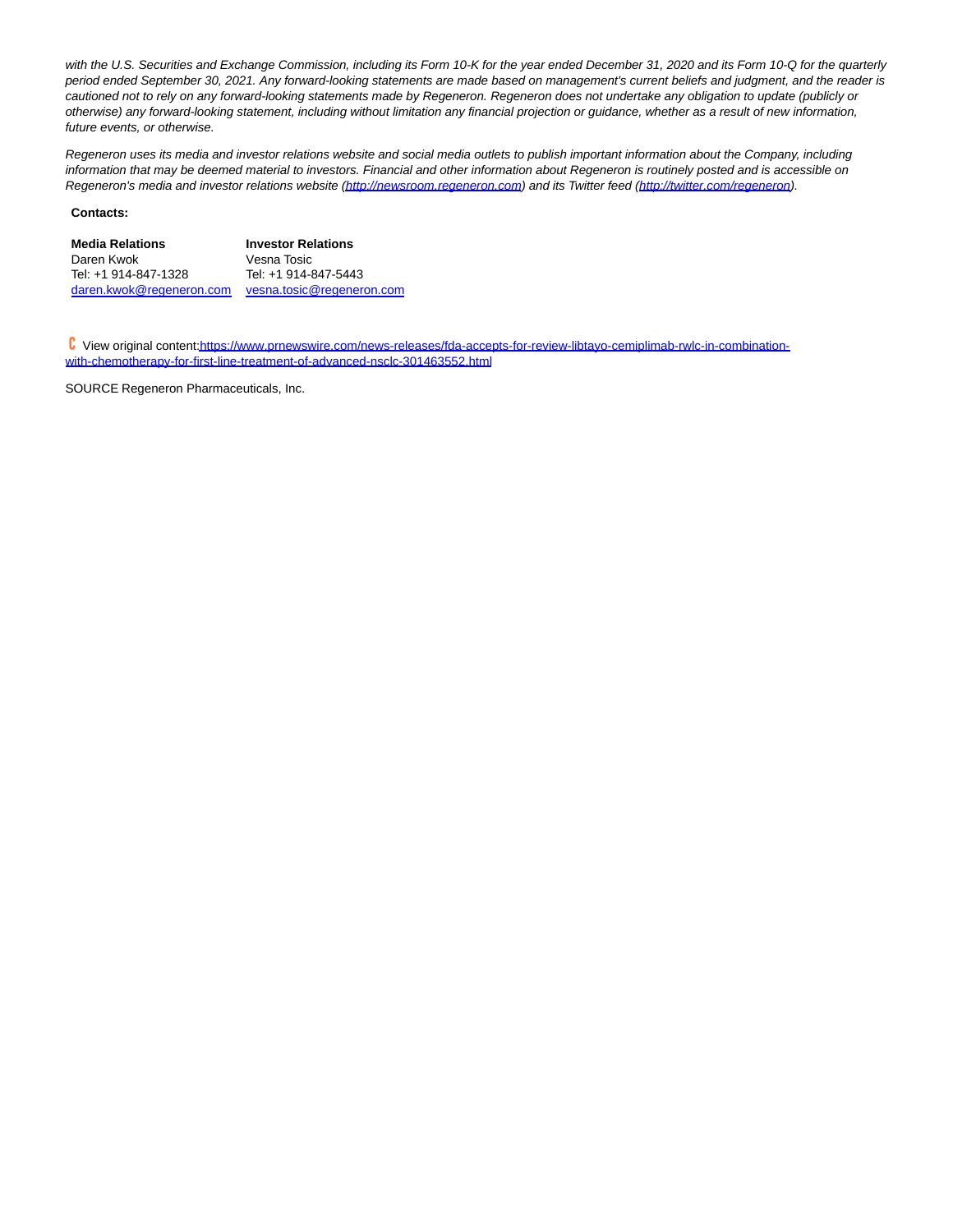*with the U.S. Securities and Exchange Commission, including its Form 10-K for the year ended December 31, 2020 and its Form 10-Q for the quarterly period ended September 30, 2021. Any forward-looking statements are made based on management's current beliefs and judgment, and the reader is cautioned not to rely on any forward-looking statements made by Regeneron. Regeneron does not undertake any obligation to update (publicly or otherwise) any forward-looking statement, including without limitation any financial projection or guidance, whether as a result of new information, future events, or otherwise.*

*Regeneron uses its media and investor relations website and social media outlets to publish important information about the Company, including information that may be deemed material to investors. Financial and other information about Regeneron is routinely posted and is accessible on Regeneron's media and investor relations website ([http://newsroom.regeneron.com](http://newsroom.regeneron.com)) and its Twitter feed ([http://twitter.com/regeneron](http://twitter.com/regeneron)).*

**Contacts:**

| **Media Relations** | **Investor Relations** |
|---|---|
| Daren Kwok | Vesna Tosic |
| Tel: +1 914-847-1328 | Tel: +1 914-847-5443 |
| [daren.kwok@regeneron.com](mailto:daren.kwok@regeneron.com) | [vesna.tosic@regeneron.com](mailto:vesna.tosic@regeneron.com) |

View original content:[https://www.prnewswire.com/news-releases/fda-accepts-for-review-libtayo-cemiplimab-rwlc-in-combination-with-chemotherapy-for-first-line-treatment-of-advanced-nsclc-301463552.html](https://www.prnewswire.com/news-releases/fda-accepts-for-review-libtayo-cemiplimab-rwlc-in-combination-with-chemotherapy-for-first-line-treatment-of-advanced-nsclc-301463552.html)

SOURCE Regeneron Pharmaceuticals, Inc.